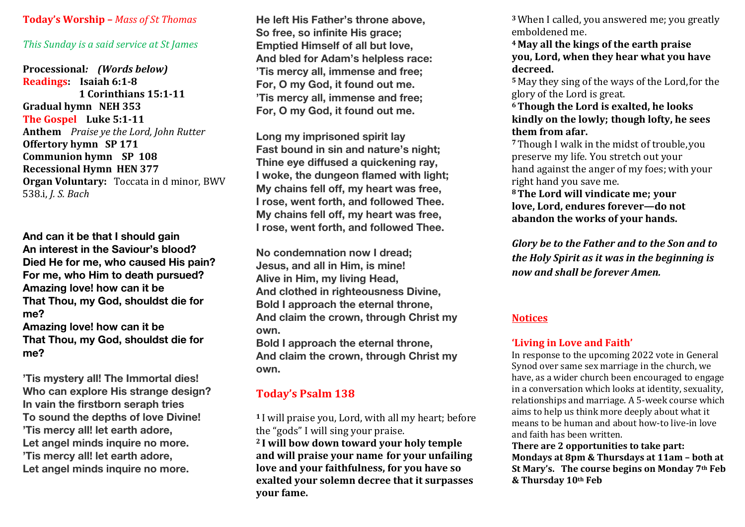**Today's Worship –** *Mass of St Thomas*

*This Sunday is a said service at St James*

**Processional***:* ***(Words below)***
**Readings: Isaiah 6:1-8**
**1 Corinthians 15:1-11**
**Gradual hymn NEH 353**
**The Gospel Luke 5:1-11**
**Anthem** *Praise ye the Lord, John Rutter*
**Offertory hymn SP 171**
**Communion hymn SP 108**
**Recessional Hymn HEN 377**
**Organ Voluntary:** Toccata in d minor, BWV 538.i, *J. S. Bach*

**And can it be that I should gain**
**An interest in the Saviour's blood?**
**Died He for me, who caused His pain?**
**For me, who Him to death pursued?**
**Amazing love! how can it be**
**That Thou, my God, shouldst die for me?**
**Amazing love! how can it be**
**That Thou, my God, shouldst die for me?**

**'Tis mystery all! The Immortal dies!**
**Who can explore His strange design?**
**In vain the firstborn seraph tries**
**To sound the depths of love Divine!**
**'Tis mercy all! let earth adore,**
**Let angel minds inquire no more.**
**'Tis mercy all! let earth adore,**
**Let angel minds inquire no more.**

**He left His Father's throne above,**
**So free, so infinite His grace;**
**Emptied Himself of all but love,**
**And bled for Adam's helpless race:**
**'Tis mercy all, immense and free;**
**For, O my God, it found out me.**
**'Tis mercy all, immense and free;**
**For, O my God, it found out me.**

**Long my imprisoned spirit lay**
**Fast bound in sin and nature's night;**
**Thine eye diffused a quickening ray,**
**I woke, the dungeon flamed with light;**
**My chains fell off, my heart was free,**
**I rose, went forth, and followed Thee.**
**My chains fell off, my heart was free,**
**I rose, went forth, and followed Thee.**

**No condemnation now I dread;**
**Jesus, and all in Him, is mine!**
**Alive in Him, my living Head,**
**And clothed in righteousness Divine,**
**Bold I approach the eternal throne,**
**And claim the crown, through Christ my own.**
**Bold I approach the eternal throne,**
**And claim the crown, through Christ my own.**

## Today's Psalm 138

1 I will praise you, Lord, with all my heart; before the "gods" I will sing your praise.
**2 I will bow down toward your holy temple and will praise your name for your unfailing love and your faithfulness, for you have so exalted your solemn decree that it surpasses your fame.**
3 When I called, you answered me; you greatly emboldened me.
**4 May all the kings of the earth praise you, Lord, when they hear what you have decreed.**
5 May they sing of the ways of the Lord,for the glory of the Lord is great.
**6 Though the Lord is exalted, he looks kindly on the lowly; though lofty, he sees them from afar.**
7 Though I walk in the midst of trouble,you preserve my life. You stretch out your hand against the anger of my foes; with your right hand you save me.
**8 The Lord will vindicate me; your love, Lord, endures forever—do not abandon the works of your hands.**

***Glory be to the Father and to the Son and to the Holy Spirit as it was in the beginning is now and shall be forever Amen.***

## Notices

### 'Living in Love and Faith'

In response to the upcoming 2022 vote in General Synod over same sex marriage in the church, we have, as a wider church been encouraged to engage in a conversation which looks at identity, sexuality, relationships and marriage. A 5-week course which aims to help us think more deeply about what it means to be human and about how-to live-in love and faith has been written.

**There are 2 opportunities to take part: Mondays at 8pm & Thursdays at 11am – both at St Mary's. The course begins on Monday 7th Feb & Thursday 10th Feb**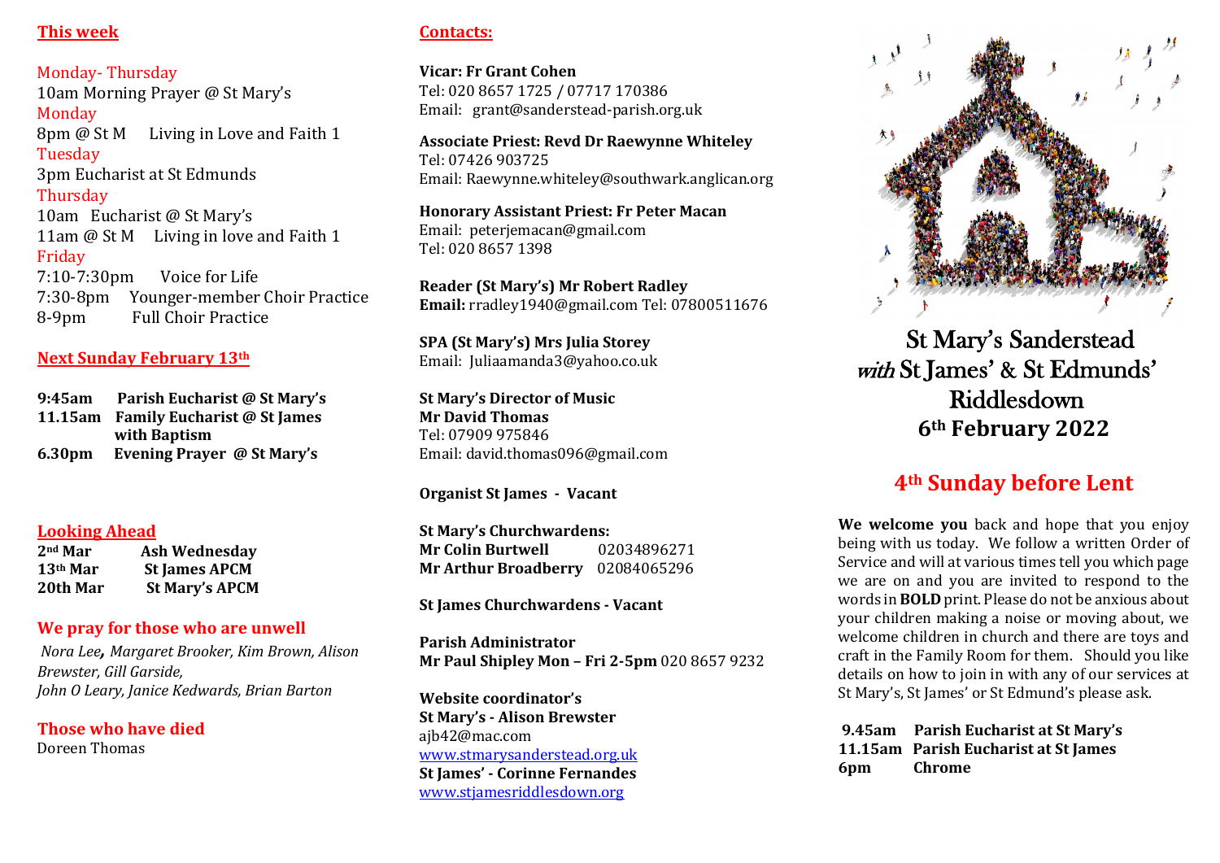**This week**

Monday- Thursday
10am Morning Prayer @ St Mary's
Monday
8pm @ St M Living in Love and Faith 1
Tuesday
3pm Eucharist at St Edmunds
Thursday
10am Eucharist @ St Mary's
11am @ St M Living in love and Faith 1
Friday
7:10-7:30pm Voice for Life
7:30-8pm Younger-member Choir Practice
8-9pm Full Choir Practice

**Next Sunday February 13th**

**9:45am Parish Eucharist @ St Mary's**
**11.15am Family Eucharist @ St James with Baptism**
**6.30pm Evening Prayer @ St Mary's**

**Looking Ahead**

| | |
|---|---|
| **2nd Mar** | **Ash Wednesday** |
| **13th Mar** | **St James APCM** |
| **20th Mar** | **St Mary's APCM** |

**We pray for those who are unwell**

*Nora Lee, Margaret Brooker, Kim Brown, Alison Brewster, Gill Garside, John O Leary, Janice Kedwards, Brian Barton*

**Those who have died**

Doreen Thomas

**Contacts:**

**Vicar: Fr Grant Cohen**
Tel: 020 8657 1725 / 07717 170386
Email: grant@sanderstead-parish.org.uk

**Associate Priest: Revd Dr Raewynne Whiteley**
Tel: 07426 903725
Email: Raewynne.whiteley@southwark.anglican.org

**Honorary Assistant Priest: Fr Peter Macan**
Email: peterjemacan@gmail.com
Tel: 020 8657 1398

**Reader (St Mary's) Mr Robert Radley**
**Email:** rradley1940@gmail.com Tel: 07800511676

**SPA (St Mary's) Mrs Julia Storey**
Email: Juliaamanda3@yahoo.co.uk

**St Mary's Director of Music**
**Mr David Thomas**
Tel: 07909 975846
Email: david.thomas096@gmail.com

**Organist St James - Vacant**

**St Mary's Churchwardens:**
**Mr Colin Burtwell** 02034896271
**Mr Arthur Broadberry** 02084065296

**St James Churchwardens - Vacant**

**Parish Administrator**
**Mr Paul Shipley Mon – Fri 2-5pm** 020 8657 9232

**Website coordinator's**
**St Mary's - Alison Brewster**
ajb42@mac.com
www.stmarysanderstead.org.uk
**St James' - Corinne Fernandes**
www.stjamesriddlesdown.org

# St Mary's Sanderstead *with* St James' & St Edmunds' Riddlesdown

## 6th February 2022

## 4th Sunday before Lent

**We welcome you** back and hope that you enjoy being with us today. We follow a written Order of Service and will at various times tell you which page we are on and you are invited to respond to the words in **BOLD** print. Please do not be anxious about your children making a noise or moving about, we welcome children in church and there are toys and craft in the Family Room for them. Should you like details on how to join in with any of our services at St Mary's, St James' or St Edmund's please ask.

**9.45am Parish Eucharist at St Mary's**
**11.15am Parish Eucharist at St James**
**6pm Chrome**